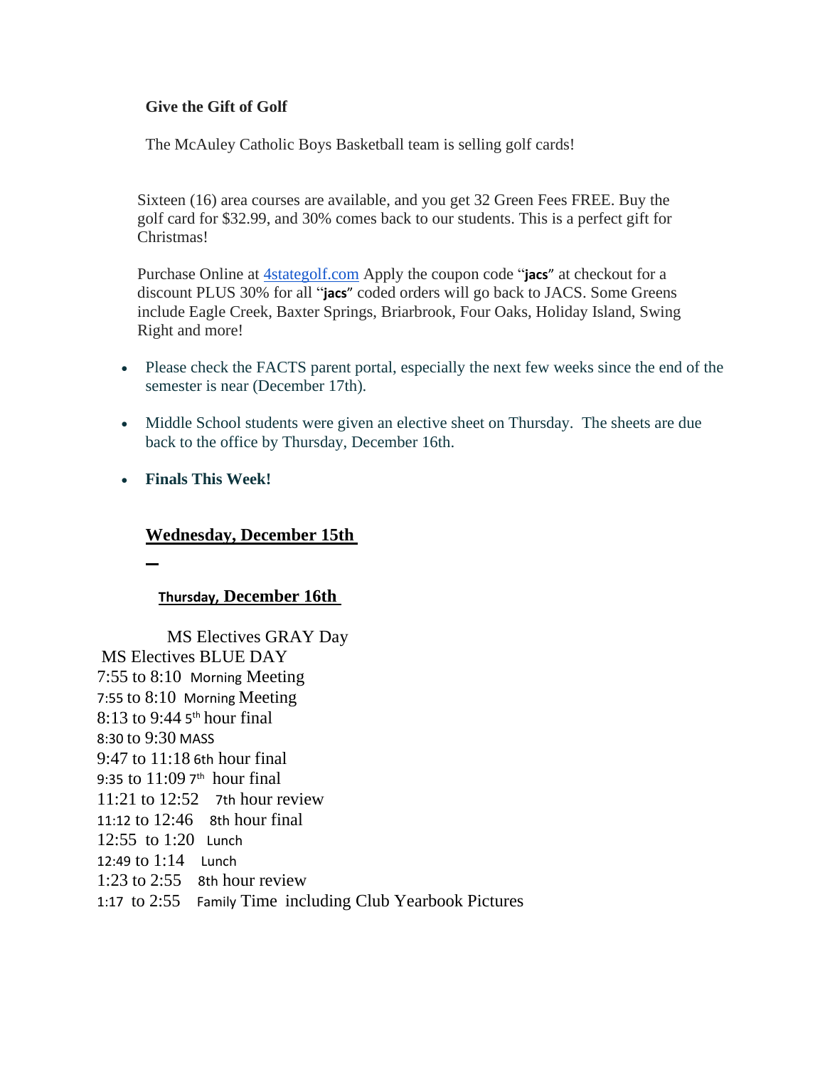**Give the Gift of Golf**

The McAuley Catholic Boys Basketball team is selling golf cards!

Sixteen (16) area courses are available, and you get 32 Green Fees FREE. Buy the golf card for $32.99, and 30% comes back to our students. This is a perfect gift for Christmas!

Purchase Online at [4stategolf.com](4stategolf.com) Apply the coupon code "**jacs**" at checkout for a discount PLUS 30% for all "**jacs**" coded orders will go back to JACS. Some Greens include Eagle Creek, Baxter Springs, Briarbrook, Four Oaks, Holiday Island, Swing Right and more!

- Please check the FACTS parent portal, especially the next few weeks since the end of the semester is near (December 17th).
- Middle School students were given an elective sheet on Thursday. The sheets are due back to the office by Thursday, December 16th.
- **Finals This Week!**

**<u>Wednesday, December 15th</u>**

**<u>Thursday, December 16th</u>**

MS Electives GRAY Day

MS Electives BLUE DAY

7:55 to 8:10 Morning Meeting

7:55 to 8:10 Morning Meeting

8:13 to 9:44 5th hour final

8:30 to 9:30 MASS

9:47 to 11:18 6th hour final

9:35 to 11:09 7th hour final

11:21 to 12:52 7th hour review

11:12 to 12:46 8th hour final

12:55 to 1:20 Lunch

12:49 to 1:14 Lunch

1:23 to 2:55 8th hour review

1:17 to 2:55 Family Time including Club Yearbook Pictures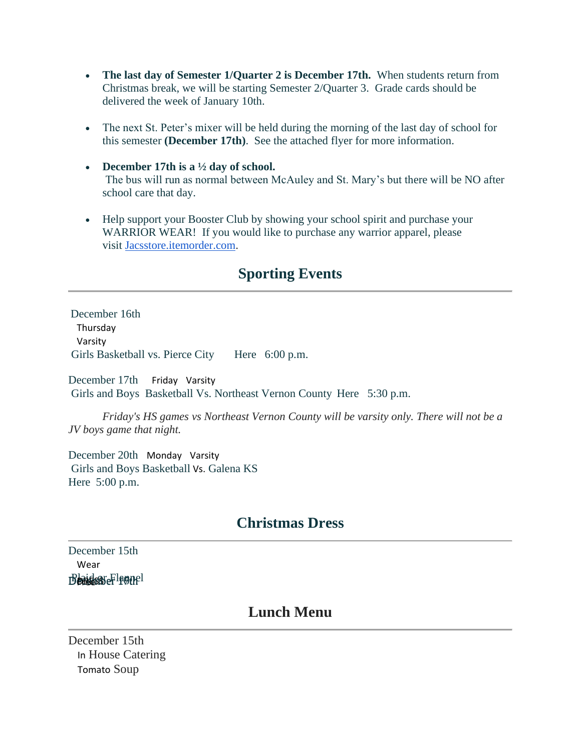- **The last day of Semester 1/Quarter 2 is December 17th.** When students return from Christmas break, we will be starting Semester 2/Quarter 3. Grade cards should be delivered the week of January 10th.

- The next St. Peter's mixer will be held during the morning of the last day of school for this semester **(December 17th)**. See the attached flyer for more information.

- **December 17th is a ½ day of school.**
  The bus will run as normal between McAuley and St. Mary's but there will be NO after school care that day.

- Help support your Booster Club by showing your school spirit and purchase your WARRIOR WEAR! If you would like to purchase any warrior apparel, please visit Jacsstore.itemorder.com.

## Sporting Events

December 16th
Thursday
Varsity
Girls Basketball vs. Pierce City Here 6:00 p.m.

December 17th Friday Varsity
Girls and Boys Basketball Vs. Northeast Vernon County Here 5:30 p.m.

*Friday's HS games vs Northeast Vernon County will be varsity only. There will not be a JV boys game that night.*

December 20th Monday Varsity
Girls and Boys Basketball Vs. Galena KS
Here 5:00 p.m.

## Christmas Dress

December 15th
Wear
Plaid or Flannel
December 16th
Dress

## Lunch Menu

December 15th
In House Catering
Tomato Soup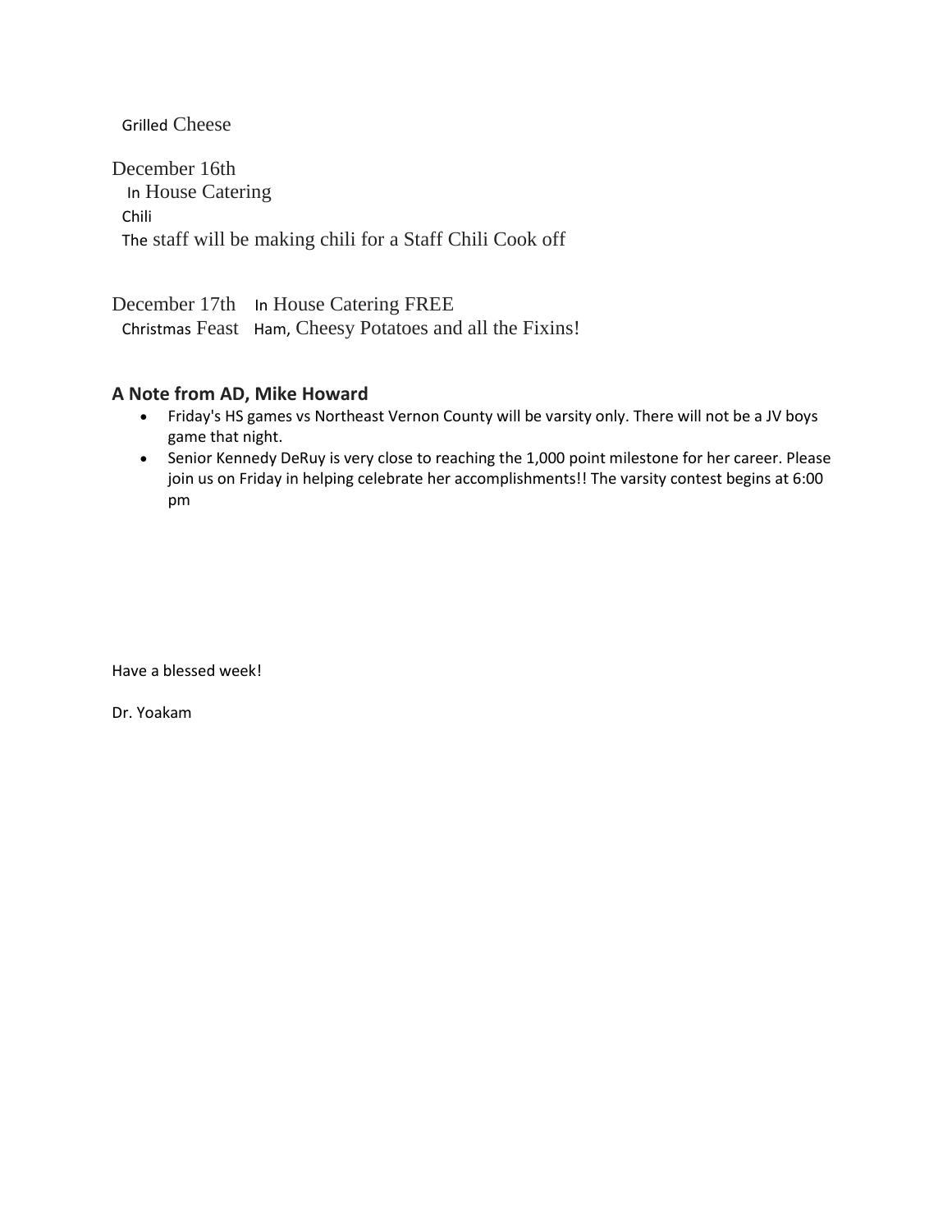Grilled Cheese

December 16th
In House Catering
Chili
The staff will be making chili for a Staff Chili Cook off

December 17th In House Catering FREE
Christmas Feast Ham, Cheesy Potatoes and all the Fixins!

### A Note from AD, Mike Howard

- Friday's HS games vs Northeast Vernon County will be varsity only. There will not be a JV boys game that night.
- Senior Kennedy DeRuy is very close to reaching the 1,000 point milestone for her career. Please join us on Friday in helping celebrate her accomplishments!! The varsity contest begins at 6:00 pm

Have a blessed week!

Dr. Yoakam